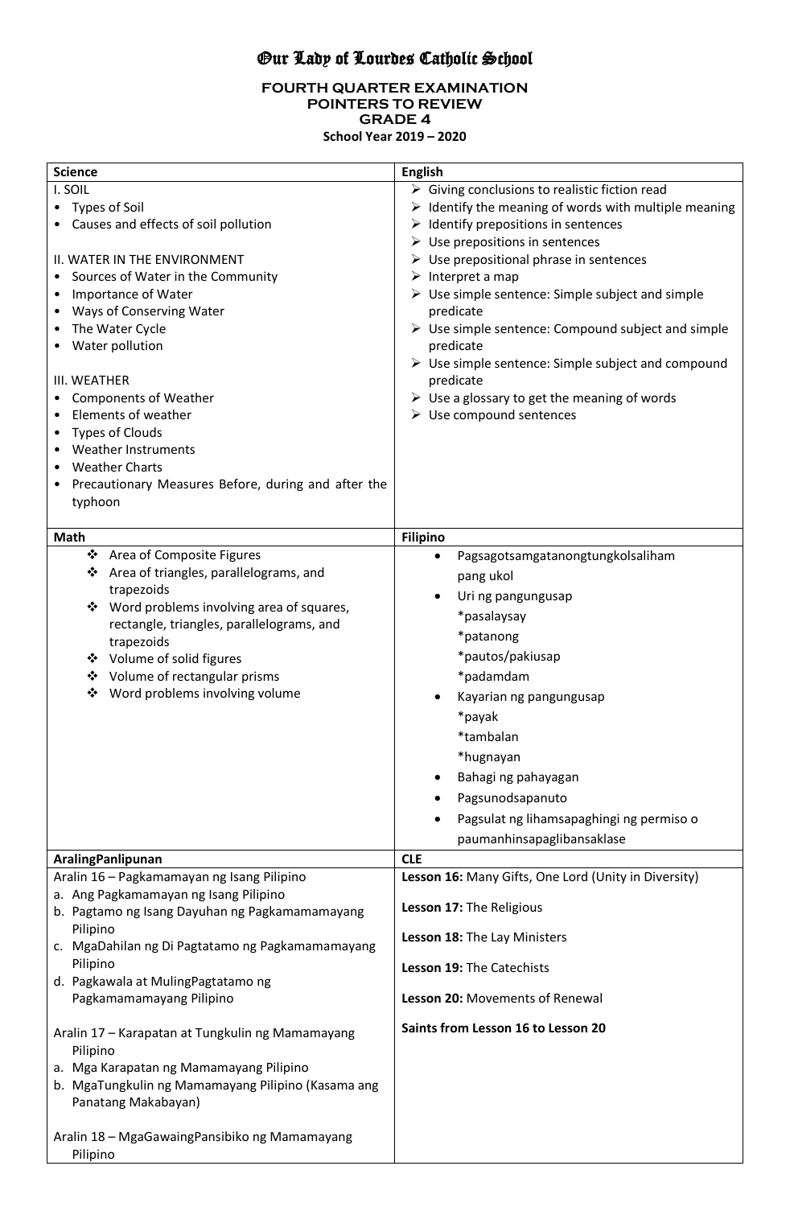# Our Lady of Lourdes Catholic School

## FOURTH QUARTER EXAMINATION
## POINTERS TO REVIEW
## GRADE 4
**School Year 2019 – 2020**

| Science | English |
|---|---|
| I. SOIL<br>• Types of Soil<br>• Causes and effects of soil pollution<br><br>II. WATER IN THE ENVIRONMENT<br>• Sources of Water in the Community<br>• Importance of Water<br>• Ways of Conserving Water<br>• The Water Cycle<br>• Water pollution<br><br>III. WEATHER<br>• Components of Weather<br>• Elements of weather<br>• Types of Clouds<br>• Weather Instruments<br>• Weather Charts<br>• Precautionary Measures Before, during and after the typhoon | ➢ Giving conclusions to realistic fiction read<br>➢ Identify the meaning of words with multiple meaning<br>➢ Identify prepositions in sentences<br>➢ Use prepositions in sentences<br>➢ Use prepositional phrase in sentences<br>➢ Interpret a map<br>➢ Use simple sentence: Simple subject and simple predicate<br>➢ Use simple sentence: Compound subject and simple predicate<br>➢ Use simple sentence: Simple subject and compound predicate<br>➢ Use a glossary to get the meaning of words<br>➢ Use compound sentences |
| **Math** | **Filipino** |
| ❖ Area of Composite Figures<br>❖ Area of triangles, parallelograms, and trapezoids<br>❖ Word problems involving area of squares, rectangle, triangles, parallelograms, and trapezoids<br>❖ Volume of solid figures<br>❖ Volume of rectangular prisms<br>❖ Word problems involving volume | • Pagsagotsamgatanongtungkolsaliham pang ukol<br>• Uri ng pangungusap<br>*pasalaysay<br>*patanong<br>*pautos/pakiusap<br>*padamdam<br>• Kayarian ng pangungusap<br>*payak<br>*tambalan<br>*hugnayan<br>• Bahagi ng pahayagan<br>• Pagsunodsapanuto<br>• Pagsulat ng lihamsapaghingi ng permiso o paumanhinsapaglibansaklase |
| **AralingPanlipunan** | **CLE** |
| Aralin 16 – Pagkamamayan ng Isang Pilipino<br>a. Ang Pagkamamayan ng Isang Pilipino<br>b. Pagtamo ng Isang Dayuhan ng Pagkamamamayang Pilipino<br>c. MgaDahilan ng Di Pagtatamo ng Pagkamamamayang Pilipino<br>d. Pagkawala at MulingPagtatamo ng Pagkamamamayang Pilipino<br><br>Aralin 17 – Karapatan at Tungkulin ng Mamamayang Pilipino<br>a. Mga Karapatan ng Mamamayang Pilipino<br>b. MgaTungkulin ng Mamamayang Pilipino (Kasama ang Panatang Makabayan)<br><br>Aralin 18 – MgaGawaingPansibiko ng Mamamayang Pilipino | **Lesson 16:** Many Gifts, One Lord (Unity in Diversity)<br><br>**Lesson 17:** The Religious<br><br>**Lesson 18:** The Lay Ministers<br><br>**Lesson 19:** The Catechists<br><br>**Lesson 20:** Movements of Renewal<br><br>**Saints from Lesson 16 to Lesson 20** |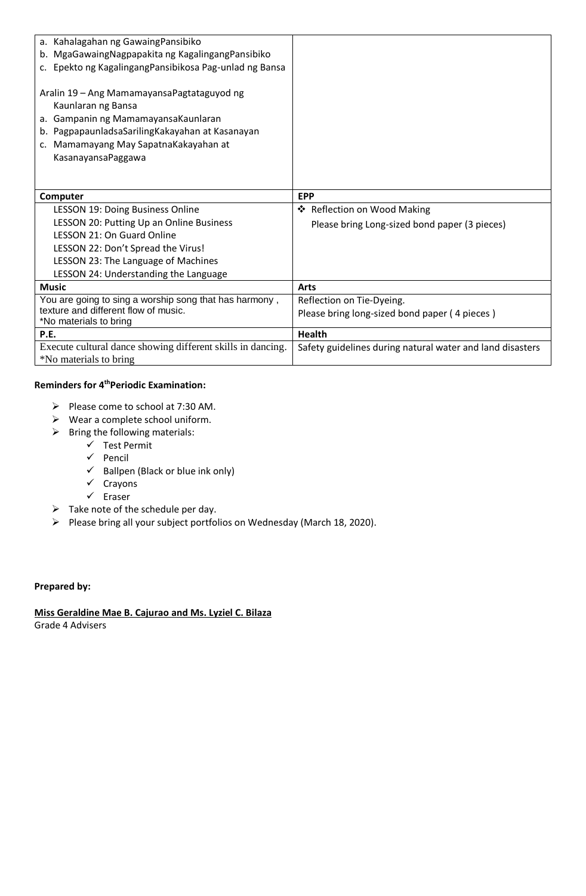| | |
|---|---|
| a. Kahalagahan ng GawaingPansibiko<br>b. MgaGawaingNagpapakita ng KagalingangPansibiko<br>c. Epekto ng KagalingangPansibikosa Pag-unlad ng Bansa<br><br>Aralin 19 – Ang MamamayansaPagtataguyod ng Kaunlaran ng Bansa<br>a. Gampanin ng MamamayansaKaunlaran<br>b. PagpapaunladsaSarilingKakayahan at Kasanayan<br>c. Mamamayang May SapatnaKakayahan at KasanayansaPaggawa | |
| **Computer** | **EPP** |
| LESSON 19: Doing Business Online<br>LESSON 20: Putting Up an Online Business<br>LESSON 21: On Guard Online<br>LESSON 22: Don't Spread the Virus!<br>LESSON 23: The Language of Machines<br>LESSON 24: Understanding the Language | ❖ Reflection on Wood Making<br>Please bring Long-sized bond paper (3 pieces) |
| **Music** | **Arts** |
| You are going to sing a worship song that has harmony , texture and different flow of music.<br>*No materials to bring | Reflection on Tie-Dyeing.<br>Please bring long-sized bond paper ( 4 pieces ) |
| **P.E.** | **Health** |
| Execute cultural dance showing different skills in dancing.<br>*No materials to bring | Safety guidelines during natural water and land disasters |

**Reminders for 4th Periodic Examination:**

- Please come to school at 7:30 AM.
- Wear a complete school uniform.
- Bring the following materials:
  - ✓ Test Permit
  - ✓ Pencil
  - ✓ Ballpen (Black or blue ink only)
  - ✓ Crayons
  - ✓ Eraser
- Take note of the schedule per day.
- Please bring all your subject portfolios on Wednesday (March 18, 2020).

**Prepared by:**

**Miss Geraldine Mae B. Cajurao and Ms. Lyziel C. Bilaza**
Grade 4 Advisers